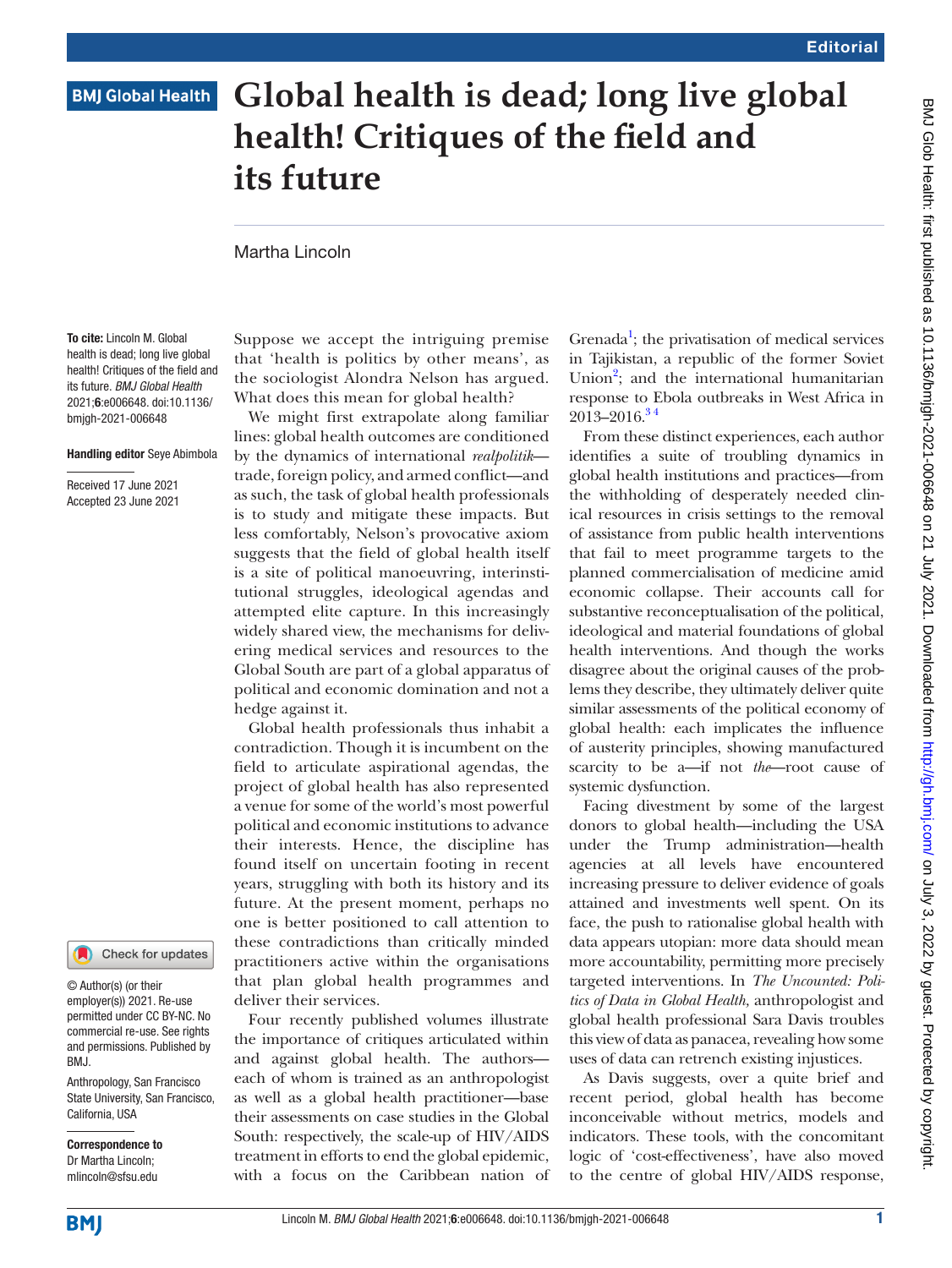# Global health is dead; long live global health! Critiques of the field and its future

Martha Lincoln

**To cite:** Lincoln M. Global health is dead; long live global health! Critiques of the field and its future. *BMJ Global Health* 2021;**6**:e006648. doi:10.1136/bmjgh-2021-006648

**Handling editor** Seye Abimbola

Received 17 June 2021
Accepted 23 June 2021

© Author(s) (or their employer(s)) 2021. Re-use permitted under CC BY-NC. No commercial re-use. See rights and permissions. Published by BMJ.

Anthropology, San Francisco State University, San Francisco, California, USA

**Correspondence to**
Dr Martha Lincoln;
mlincoln@sfsu.edu

Suppose we accept the intriguing premise that 'health is politics by other means', as the sociologist Alondra Nelson has argued. What does this mean for global health?

We might first extrapolate along familiar lines: global health outcomes are conditioned by the dynamics of international *realpolitik*—trade, foreign policy, and armed conflict—and as such, the task of global health professionals is to study and mitigate these impacts. But less comfortably, Nelson's provocative axiom suggests that the field of global health itself is a site of political manoeuvring, interinstitutional struggles, ideological agendas and attempted elite capture. In this increasingly widely shared view, the mechanisms for delivering medical services and resources to the Global South are part of a global apparatus of political and economic domination and not a hedge against it.

Global health professionals thus inhabit a contradiction. Though it is incumbent on the field to articulate aspirational agendas, the project of global health has also represented a venue for some of the world's most powerful political and economic institutions to advance their interests. Hence, the discipline has found itself on uncertain footing in recent years, struggling with both its history and its future. At the present moment, perhaps no one is better positioned to call attention to these contradictions than critically minded practitioners active within the organisations that plan global health programmes and deliver their services.

Four recently published volumes illustrate the importance of critiques articulated within and against global health. The authors—each of whom is trained as an anthropologist as well as a global health practitioner—base their assessments on case studies in the Global South: respectively, the scale-up of HIV/AIDS treatment in efforts to end the global epidemic, with a focus on the Caribbean nation of Grenada[1]; the privatisation of medical services in Tajikistan, a republic of the former Soviet Union[2]; and the international humanitarian response to Ebola outbreaks in West Africa in 2013–2016.[3 4]

From these distinct experiences, each author identifies a suite of troubling dynamics in global health institutions and practices—from the withholding of desperately needed clinical resources in crisis settings to the removal of assistance from public health interventions that fail to meet programme targets to the planned commercialisation of medicine amid economic collapse. Their accounts call for substantive reconceptualisation of the political, ideological and material foundations of global health interventions. And though the works disagree about the original causes of the problems they describe, they ultimately deliver quite similar assessments of the political economy of global health: each implicates the influence of austerity principles, showing manufactured scarcity to be a—if not *the*—root cause of systemic dysfunction.

Facing divestment by some of the largest donors to global health—including the USA under the Trump administration—health agencies at all levels have encountered increasing pressure to deliver evidence of goals attained and investments well spent. On its face, the push to rationalise global health with data appears utopian: more data should mean more accountability, permitting more precisely targeted interventions. In *The Uncounted: Politics of Data in Global Health,* anthropologist and global health professional Sara Davis troubles this view of data as panacea, revealing how some uses of data can retrench existing injustices.

As Davis suggests, over a quite brief and recent period, global health has become inconceivable without metrics, models and indicators. These tools, with the concomitant logic of 'cost-effectiveness', have also moved to the centre of global HIV/AIDS response,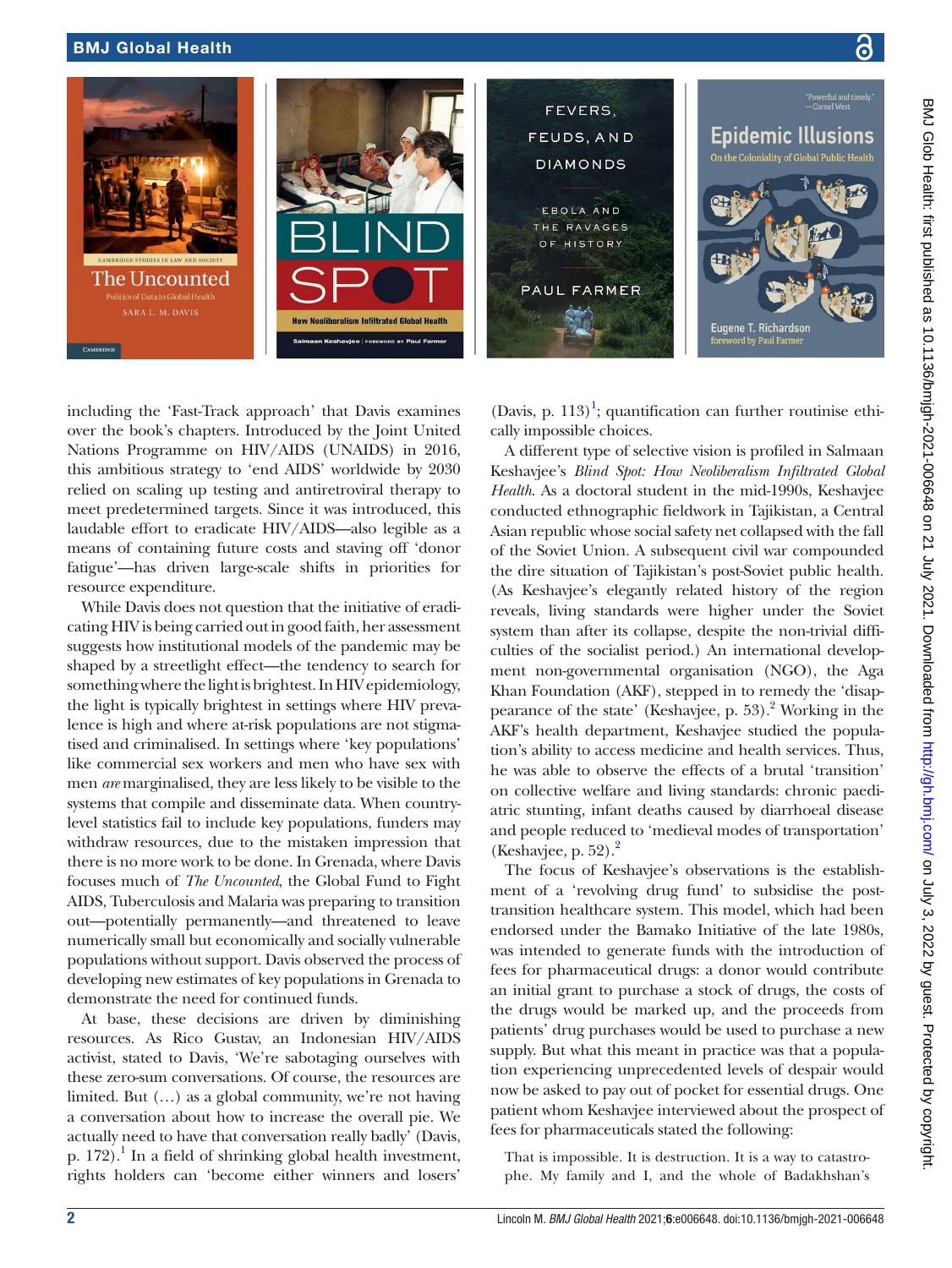including the 'Fast-Track approach' that Davis examines over the book's chapters. Introduced by the Joint United Nations Programme on HIV/AIDS (UNAIDS) in 2016, this ambitious strategy to 'end AIDS' worldwide by 2030 relied on scaling up testing and antiretroviral therapy to meet predetermined targets. Since it was introduced, this laudable effort to eradicate HIV/AIDS—also legible as a means of containing future costs and staving off 'donor fatigue'—has driven large-scale shifts in priorities for resource expenditure.

While Davis does not question that the initiative of eradicating HIV is being carried out in good faith, her assessment suggests how institutional models of the pandemic may be shaped by a streetlight effect—the tendency to search for something where the light is brightest. In HIV epidemiology, the light is typically brightest in settings where HIV prevalence is high and where at-risk populations are not stigmatised and criminalised. In settings where 'key populations' like commercial sex workers and men who have sex with men *are* marginalised, they are less likely to be visible to the systems that compile and disseminate data. When country-level statistics fail to include key populations, funders may withdraw resources, due to the mistaken impression that there is no more work to be done. In Grenada, where Davis focuses much of *The Uncounted*, the Global Fund to Fight AIDS, Tuberculosis and Malaria was preparing to transition out—potentially permanently—and threatened to leave numerically small but economically and socially vulnerable populations without support. Davis observed the process of developing new estimates of key populations in Grenada to demonstrate the need for continued funds.

At base, these decisions are driven by diminishing resources. As Rico Gustav, an Indonesian HIV/AIDS activist, stated to Davis, 'We're sabotaging ourselves with these zero-sum conversations. Of course, the resources are limited. But (…) as a global community, we're not having a conversation about how to increase the overall pie. We actually need to have that conversation really badly' (Davis, p. 172).[1] In a field of shrinking global health investment, rights holders can 'become either winners and losers' (Davis, p. 113)[1]; quantification can further routinise ethically impossible choices.

A different type of selective vision is profiled in Salmaan Keshavjee's *Blind Spot: How Neoliberalism Infiltrated Global Health*. As a doctoral student in the mid-1990s, Keshavjee conducted ethnographic fieldwork in Tajikistan, a Central Asian republic whose social safety net collapsed with the fall of the Soviet Union. A subsequent civil war compounded the dire situation of Tajikistan's post-Soviet public health. (As Keshavjee's elegantly related history of the region reveals, living standards were higher under the Soviet system than after its collapse, despite the non-trivial difficulties of the socialist period.) An international development non-governmental organisation (NGO), the Aga Khan Foundation (AKF), stepped in to remedy the 'disappearance of the state' (Keshavjee, p. 53).[2] Working in the AKF's health department, Keshavjee studied the population's ability to access medicine and health services. Thus, he was able to observe the effects of a brutal 'transition' on collective welfare and living standards: chronic paediatric stunting, infant deaths caused by diarrhoeal disease and people reduced to 'medieval modes of transportation' (Keshavjee, p. 52).[2]

The focus of Keshavjee's observations is the establishment of a 'revolving drug fund' to subsidise the post-transition healthcare system. This model, which had been endorsed under the Bamako Initiative of the late 1980s, was intended to generate funds with the introduction of fees for pharmaceutical drugs: a donor would contribute an initial grant to purchase a stock of drugs, the costs of the drugs would be marked up, and the proceeds from patients' drug purchases would be used to purchase a new supply. But what this meant in practice was that a population experiencing unprecedented levels of despair would now be asked to pay out of pocket for essential drugs. One patient whom Keshavjee interviewed about the prospect of fees for pharmaceuticals stated the following:

> That is impossible. It is destruction. It is a way to catastrophe. My family and I, and the whole of Badakhshan's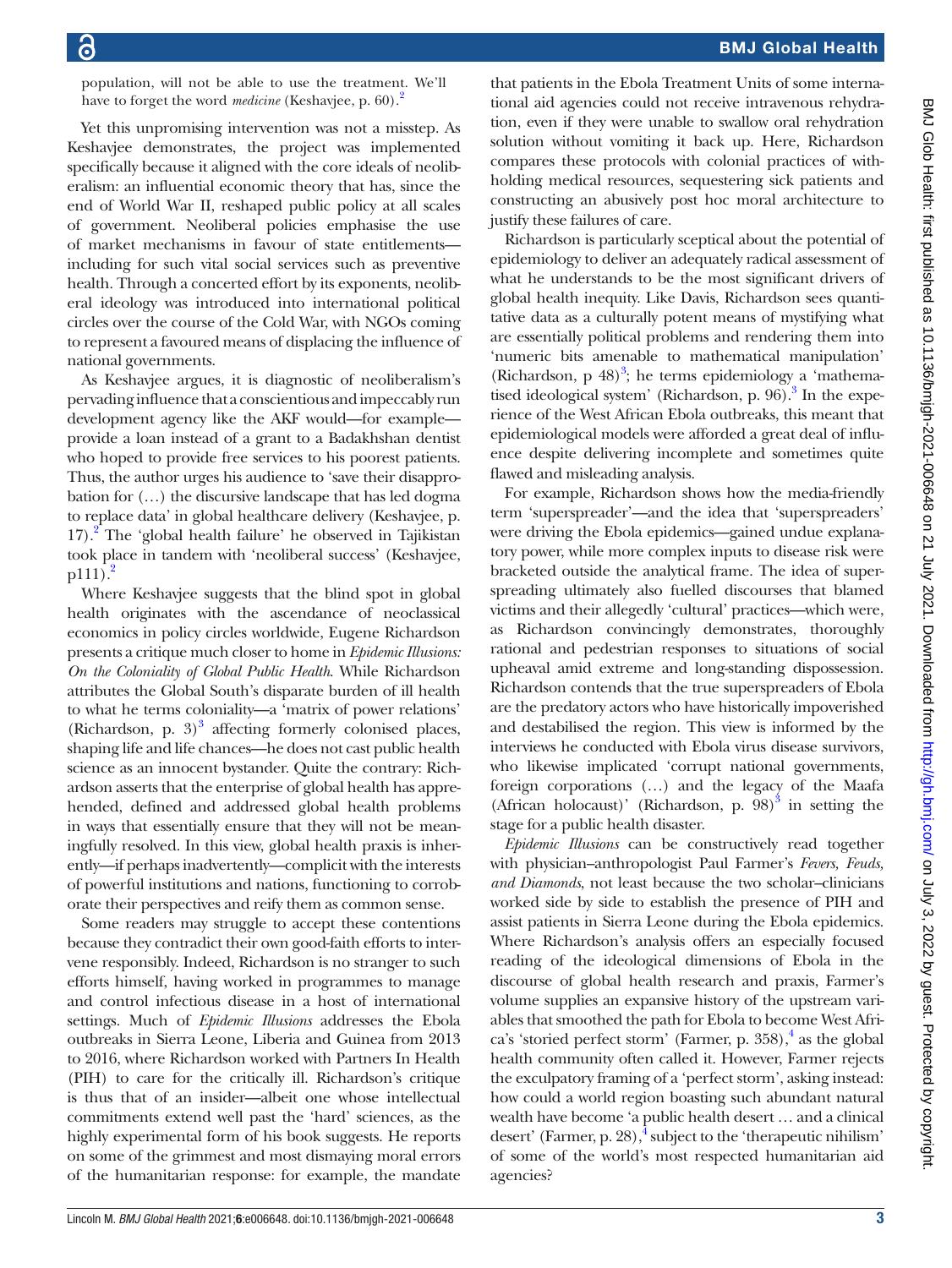population, will not be able to use the treatment. We'll have to forget the word *medicine* (Keshavjee, p. 60).[2]

Yet this unpromising intervention was not a misstep. As Keshavjee demonstrates, the project was implemented specifically because it aligned with the core ideals of neoliberalism: an influential economic theory that has, since the end of World War II, reshaped public policy at all scales of government. Neoliberal policies emphasise the use of market mechanisms in favour of state entitlements—including for such vital social services such as preventive health. Through a concerted effort by its exponents, neoliberal ideology was introduced into international political circles over the course of the Cold War, with NGOs coming to represent a favoured means of displacing the influence of national governments.

As Keshavjee argues, it is diagnostic of neoliberalism's pervading influence that a conscientious and impeccably run development agency like the AKF would—for example—provide a loan instead of a grant to a Badakhshan dentist who hoped to provide free services to his poorest patients. Thus, the author urges his audience to 'save their disapprobation for (…) the discursive landscape that has led dogma to replace data' in global healthcare delivery (Keshavjee, p. 17).[2] The 'global health failure' he observed in Tajikistan took place in tandem with 'neoliberal success' (Keshavjee, p111).[2]

Where Keshavjee suggests that the blind spot in global health originates with the ascendance of neoclassical economics in policy circles worldwide, Eugene Richardson presents a critique much closer to home in *Epidemic Illusions: On the Coloniality of Global Public Health*. While Richardson attributes the Global South's disparate burden of ill health to what he terms coloniality—a 'matrix of power relations' (Richardson, p. 3)[3] affecting formerly colonised places, shaping life and life chances—he does not cast public health science as an innocent bystander. Quite the contrary: Richardson asserts that the enterprise of global health has apprehended, defined and addressed global health problems in ways that essentially ensure that they will not be meaningfully resolved. In this view, global health praxis is inherently—if perhaps inadvertently—complicit with the interests of powerful institutions and nations, functioning to corroborate their perspectives and reify them as common sense.

Some readers may struggle to accept these contentions because they contradict their own good-faith efforts to intervene responsibly. Indeed, Richardson is no stranger to such efforts himself, having worked in programmes to manage and control infectious disease in a host of international settings. Much of *Epidemic Illusions* addresses the Ebola outbreaks in Sierra Leone, Liberia and Guinea from 2013 to 2016, where Richardson worked with Partners In Health (PIH) to care for the critically ill. Richardson's critique is thus that of an insider—albeit one whose intellectual commitments extend well past the 'hard' sciences, as the highly experimental form of his book suggests. He reports on some of the grimmest and most dismaying moral errors of the humanitarian response: for example, the mandate that patients in the Ebola Treatment Units of some international aid agencies could not receive intravenous rehydration, even if they were unable to swallow oral rehydration solution without vomiting it back up. Here, Richardson compares these protocols with colonial practices of withholding medical resources, sequestering sick patients and constructing an abusively post hoc moral architecture to justify these failures of care.

Richardson is particularly sceptical about the potential of epidemiology to deliver an adequately radical assessment of what he understands to be the most significant drivers of global health inequity. Like Davis, Richardson sees quantitative data as a culturally potent means of mystifying what are essentially political problems and rendering them into 'numeric bits amenable to mathematical manipulation' (Richardson, p 48)[3]; he terms epidemiology a 'mathematised ideological system' (Richardson, p. 96).[3] In the experience of the West African Ebola outbreaks, this meant that epidemiological models were afforded a great deal of influence despite delivering incomplete and sometimes quite flawed and misleading analysis.

For example, Richardson shows how the media-friendly term 'superspreader'—and the idea that 'superspreaders' were driving the Ebola epidemics—gained undue explanatory power, while more complex inputs to disease risk were bracketed outside the analytical frame. The idea of superspreading ultimately also fuelled discourses that blamed victims and their allegedly 'cultural' practices—which were, as Richardson convincingly demonstrates, thoroughly rational and pedestrian responses to situations of social upheaval amid extreme and long-standing dispossession. Richardson contends that the true superspreaders of Ebola are the predatory actors who have historically impoverished and destabilised the region. This view is informed by the interviews he conducted with Ebola virus disease survivors, who likewise implicated 'corrupt national governments, foreign corporations (…) and the legacy of the Maafa (African holocaust)' (Richardson, p. 98)[3] in setting the stage for a public health disaster.

*Epidemic Illusions* can be constructively read together with physician–anthropologist Paul Farmer's *Fevers, Feuds, and Diamonds*, not least because the two scholar–clinicians worked side by side to establish the presence of PIH and assist patients in Sierra Leone during the Ebola epidemics. Where Richardson's analysis offers an especially focused reading of the ideological dimensions of Ebola in the discourse of global health research and praxis, Farmer's volume supplies an expansive history of the upstream variables that smoothed the path for Ebola to become West Africa's 'storied perfect storm' (Farmer, p. 358),[4] as the global health community often called it. However, Farmer rejects the exculpatory framing of a 'perfect storm', asking instead: how could a world region boasting such abundant natural wealth have become 'a public health desert … and a clinical desert' (Farmer, p. 28),[4] subject to the 'therapeutic nihilism' of some of the world's most respected humanitarian aid agencies?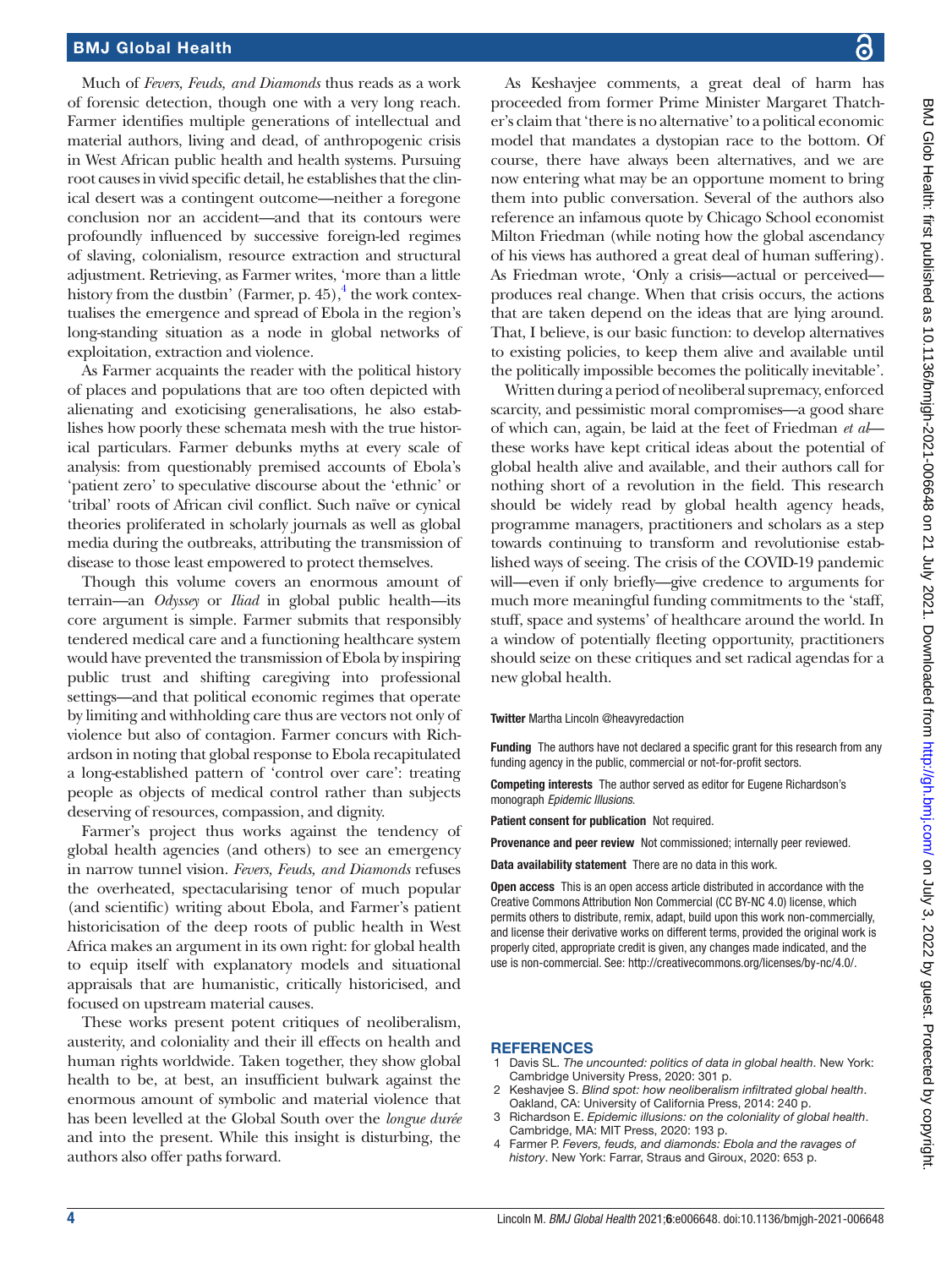Much of *Fevers, Feuds, and Diamonds* thus reads as a work of forensic detection, though one with a very long reach. Farmer identifies multiple generations of intellectual and material authors, living and dead, of anthropogenic crisis in West African public health and health systems. Pursuing root causes in vivid specific detail, he establishes that the clinical desert was a contingent outcome—neither a foregone conclusion nor an accident—and that its contours were profoundly influenced by successive foreign-led regimes of slaving, colonialism, resource extraction and structural adjustment. Retrieving, as Farmer writes, 'more than a little history from the dustbin' (Farmer, p. 45),[4] the work contextualises the emergence and spread of Ebola in the region's long-standing situation as a node in global networks of exploitation, extraction and violence.

As Farmer acquaints the reader with the political history of places and populations that are too often depicted with alienating and exoticising generalisations, he also establishes how poorly these schemata mesh with the true historical particulars. Farmer debunks myths at every scale of analysis: from questionably premised accounts of Ebola's 'patient zero' to speculative discourse about the 'ethnic' or 'tribal' roots of African civil conflict. Such naïve or cynical theories proliferated in scholarly journals as well as global media during the outbreaks, attributing the transmission of disease to those least empowered to protect themselves.

Though this volume covers an enormous amount of terrain—an *Odyssey* or *Iliad* in global public health—its core argument is simple. Farmer submits that responsibly tendered medical care and a functioning healthcare system would have prevented the transmission of Ebola by inspiring public trust and shifting caregiving into professional settings—and that political economic regimes that operate by limiting and withholding care thus are vectors not only of violence but also of contagion. Farmer concurs with Richardson in noting that global response to Ebola recapitulated a long-established pattern of 'control over care': treating people as objects of medical control rather than subjects deserving of resources, compassion, and dignity.

Farmer's project thus works against the tendency of global health agencies (and others) to see an emergency in narrow tunnel vision. *Fevers, Feuds, and Diamonds* refuses the overheated, spectacularising tenor of much popular (and scientific) writing about Ebola, and Farmer's patient historicisation of the deep roots of public health in West Africa makes an argument in its own right: for global health to equip itself with explanatory models and situational appraisals that are humanistic, critically historicised, and focused on upstream material causes.

These works present potent critiques of neoliberalism, austerity, and coloniality and their ill effects on health and human rights worldwide. Taken together, they show global health to be, at best, an insufficient bulwark against the enormous amount of symbolic and material violence that has been levelled at the Global South over the *longue durée* and into the present. While this insight is disturbing, the authors also offer paths forward.

As Keshavjee comments, a great deal of harm has proceeded from former Prime Minister Margaret Thatcher's claim that 'there is no alternative' to a political economic model that mandates a dystopian race to the bottom. Of course, there have always been alternatives, and we are now entering what may be an opportune moment to bring them into public conversation. Several of the authors also reference an infamous quote by Chicago School economist Milton Friedman (while noting how the global ascendancy of his views has authored a great deal of human suffering). As Friedman wrote, 'Only a crisis—actual or perceived—produces real change. When that crisis occurs, the actions that are taken depend on the ideas that are lying around. That, I believe, is our basic function: to develop alternatives to existing policies, to keep them alive and available until the politically impossible becomes the politically inevitable'.

Written during a period of neoliberal supremacy, enforced scarcity, and pessimistic moral compromises—a good share of which can, again, be laid at the feet of Friedman *et al*—these works have kept critical ideas about the potential of global health alive and available, and their authors call for nothing short of a revolution in the field. This research should be widely read by global health agency heads, programme managers, practitioners and scholars as a step towards continuing to transform and revolutionise established ways of seeing. The crisis of the COVID-19 pandemic will—even if only briefly—give credence to arguments for much more meaningful funding commitments to the 'staff, stuff, space and systems' of healthcare around the world. In a window of potentially fleeting opportunity, practitioners should seize on these critiques and set radical agendas for a new global health.

**Twitter** Martha Lincoln @heavyredaction

**Funding** The authors have not declared a specific grant for this research from any funding agency in the public, commercial or not-for-profit sectors.

**Competing interests** The author served as editor for Eugene Richardson's monograph *Epidemic Illusions*.

**Patient consent for publication** Not required.

**Provenance and peer review** Not commissioned; internally peer reviewed.

**Data availability statement** There are no data in this work.

**Open access** This is an open access article distributed in accordance with the Creative Commons Attribution Non Commercial (CC BY-NC 4.0) license, which permits others to distribute, remix, adapt, build upon this work non-commercially, and license their derivative works on different terms, provided the original work is properly cited, appropriate credit is given, any changes made indicated, and the use is non-commercial. See: http://creativecommons.org/licenses/by-nc/4.0/.

## REFERENCES

1. Davis SL. *The uncounted: politics of data in global health*. New York: Cambridge University Press, 2020: 301 p.
2. Keshavjee S. *Blind spot: how neoliberalism infiltrated global health*. Oakland, CA: University of California Press, 2014: 240 p.
3. Richardson E. *Epidemic illusions: on the coloniality of global health*. Cambridge, MA: MIT Press, 2020: 193 p.
4. Farmer P. *Fevers, feuds, and diamonds: Ebola and the ravages of history*. New York: Farrar, Straus and Giroux, 2020: 653 p.